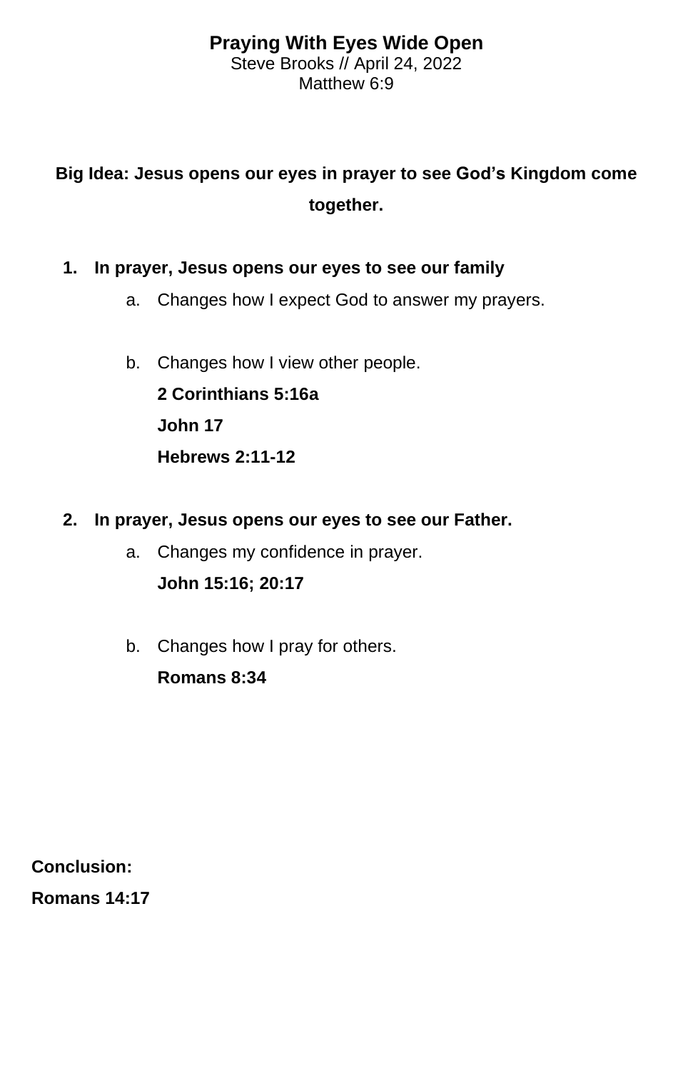# Praying With Eyes Wide Open

Steve Brooks // April 24, 2022

Matthew 6:9

**Big Idea: Jesus opens our eyes in prayer to see God's Kingdom come together.**

1. **In prayer, Jesus opens our eyes to see our family**
    a. Changes how I expect God to answer my prayers.

    b. Changes how I view other people.

       **2 Corinthians 5:16a**

       **John 17**

       **Hebrews 2:11-12**

2. **In prayer, Jesus opens our eyes to see our Father.**
    a. Changes my confidence in prayer.

       **John 15:16; 20:17**

    b. Changes how I pray for others.

       **Romans 8:34**

**Conclusion:**

**Romans 14:17**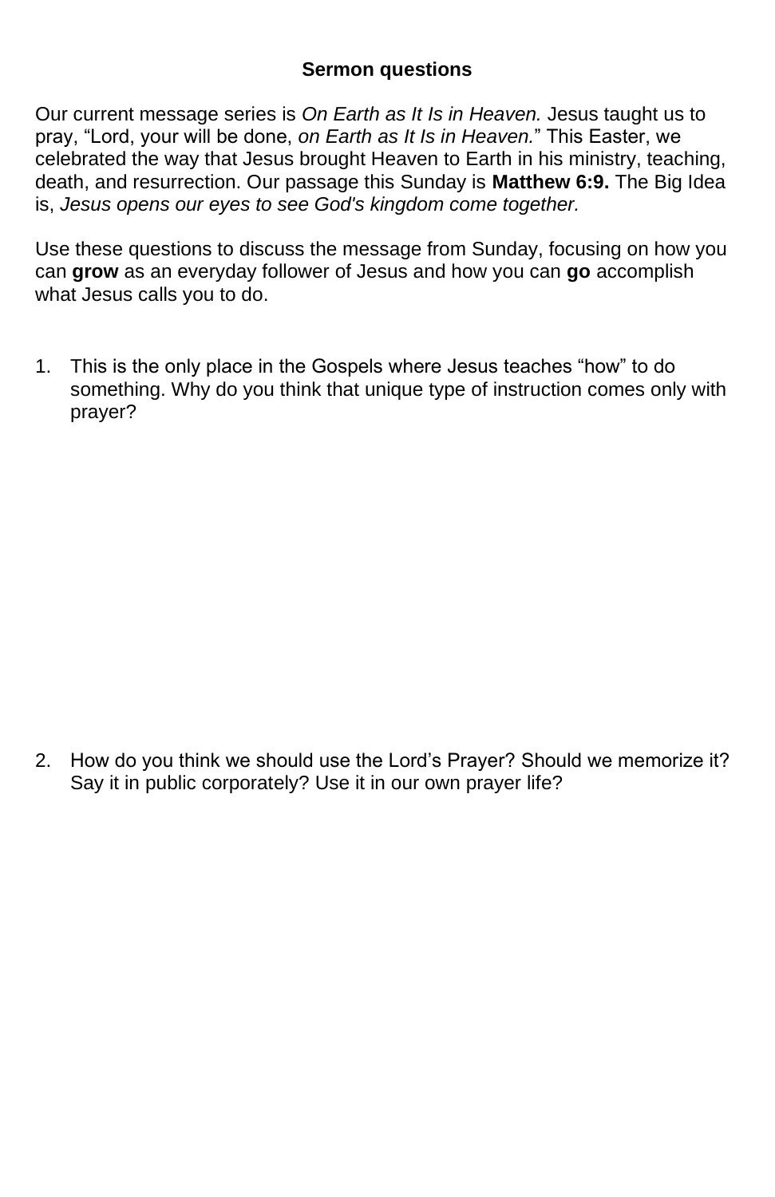**Sermon questions**

Our current message series is *On Earth as It Is in Heaven.* Jesus taught us to pray, "Lord, your will be done, *on Earth as It Is in Heaven.*" This Easter, we celebrated the way that Jesus brought Heaven to Earth in his ministry, teaching, death, and resurrection. Our passage this Sunday is **Matthew 6:9.** The Big Idea is, *Jesus opens our eyes to see God's kingdom come together.*

Use these questions to discuss the message from Sunday, focusing on how you can **grow** as an everyday follower of Jesus and how you can **go** accomplish what Jesus calls you to do.

1. This is the only place in the Gospels where Jesus teaches "how" to do something. Why do you think that unique type of instruction comes only with prayer?

2. How do you think we should use the Lord's Prayer? Should we memorize it? Say it in public corporately? Use it in our own prayer life?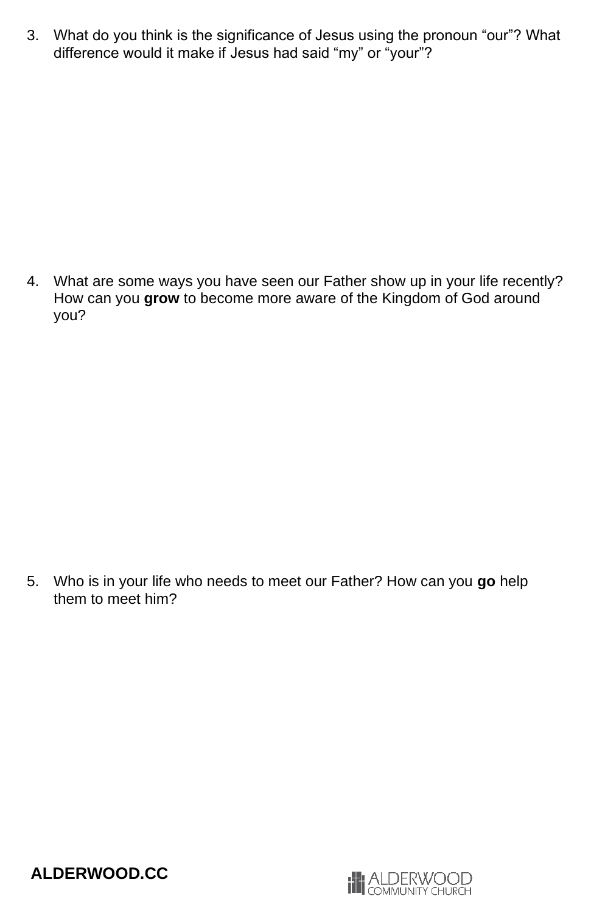3. What do you think is the significance of Jesus using the pronoun “our”? What difference would it make if Jesus had said “my” or “your”?

4. What are some ways you have seen our Father show up in your life recently? How can you **grow** to become more aware of the Kingdom of God around you?

5. Who is in your life who needs to meet our Father? How can you **go** help them to meet him?

**ALDERWOOD.CC**

ALDERWOOD COMMUNITY CHURCH